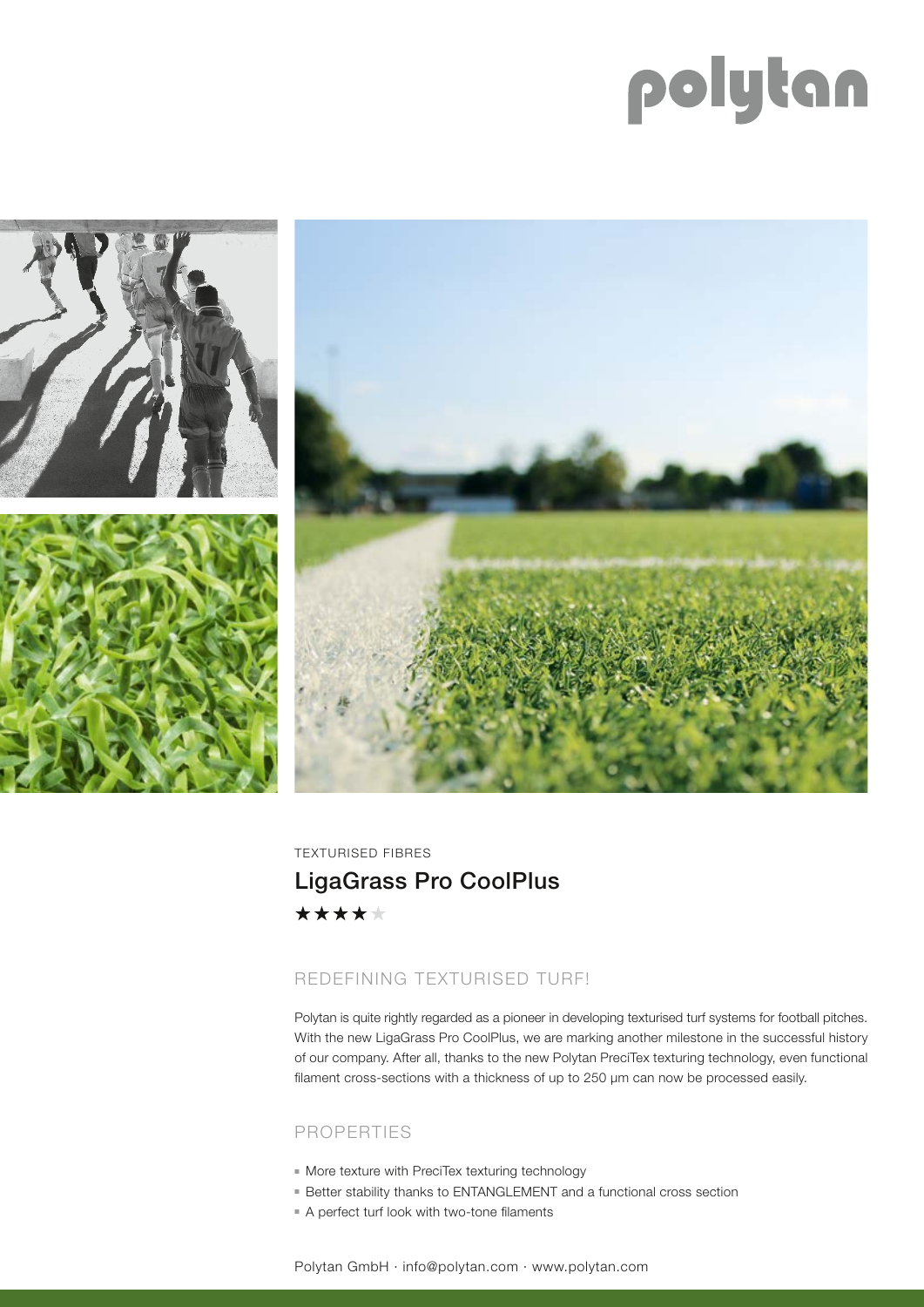polytan

TEXTURISED FIBRES

# LigaGrass Pro CoolPlus

★★★★★

## REDEFINING TEXTURISED TURF!

Polytan is quite rightly regarded as a pioneer in developing texturised turf systems for football pitches. With the new LigaGrass Pro CoolPlus, we are marking another milestone in the successful history of our company. After all, thanks to the new Polytan PreciTex texturing technology, even functional filament cross-sections with a thickness of up to 250 μm can now be processed easily.

## PROPERTIES

- More texture with PreciTex texturing technology
- Better stability thanks to ENTANGLEMENT and a functional cross section
- A perfect turf look with two-tone filaments

Polytan GmbH · info@polytan.com · www.polytan.com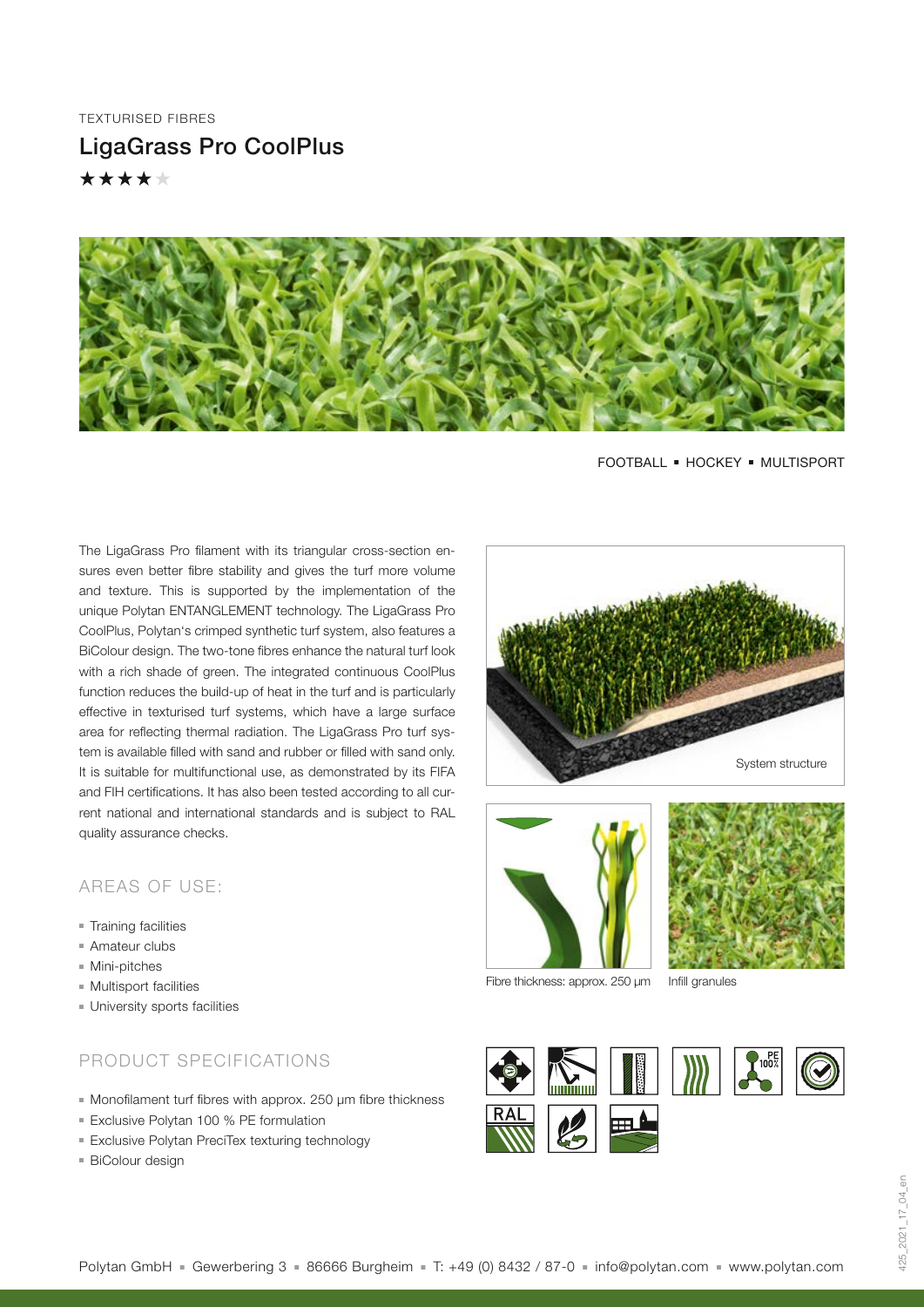TEXTURISED FIBRES

# LigaGrass Pro CoolPlus

★★★★★

FOOTBALL ▪ HOCKEY ▪ MULTISPORT

The LigaGrass Pro filament with its triangular cross-section ensures even better fibre stability and gives the turf more volume and texture. This is supported by the implementation of the unique Polytan ENTANGLEMENT technology. The LigaGrass Pro CoolPlus, Polytan's crimped synthetic turf system, also features a BiColour design. The two-tone fibres enhance the natural turf look with a rich shade of green. The integrated continuous CoolPlus function reduces the build-up of heat in the turf and is particularly effective in texturised turf systems, which have a large surface area for reflecting thermal radiation. The LigaGrass Pro turf system is available filled with sand and rubber or filled with sand only. It is suitable for multifunctional use, as demonstrated by its FIFA and FIH certifications. It has also been tested according to all current national and international standards and is subject to RAL quality assurance checks.

System structure

Fibre thickness: approx. 250 µm

Infill granules

## AREAS OF USE:

- Training facilities
- Amateur clubs
- Mini-pitches
- Multisport facilities
- University sports facilities

## PRODUCT SPECIFICATIONS

- Monofilament turf fibres with approx. 250 µm fibre thickness
- Exclusive Polytan 100 % PE formulation
- Exclusive Polytan PreciTex texturing technology
- BiColour design

Polytan GmbH ▪ Gewerbering 3 ▪ 86666 Burgheim ▪ T: +49 (0) 8432 / 87-0 ▪ info@polytan.com ▪ www.polytan.com